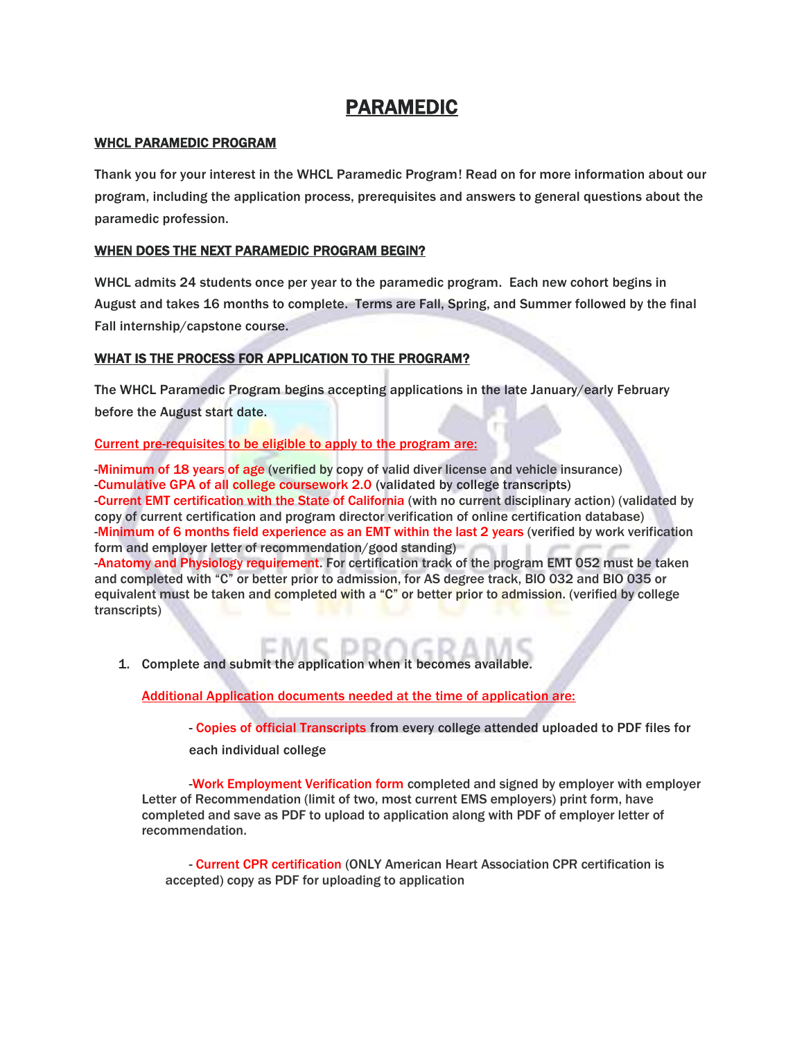# PARAMEDIC

## WHCL PARAMEDIC PROGRAM

Thank you for your interest in the WHCL Paramedic Program! Read on for more information about our program, including the application process, prerequisites and answers to general questions about the paramedic profession.

## WHEN DOES THE NEXT PARAMEDIC PROGRAM BEGIN?

WHCL admits 24 students once per year to the paramedic program. Each new cohort begins in August and takes 16 months to complete. Terms are Fall, Spring, and Summer followed by the final Fall internship/capstone course.

## WHAT IS THE PROCESS FOR APPLICATION TO THE PROGRAM?

The WHCL Paramedic Program begins accepting applications in the late January/early February before the August start date.

Current pre-requisites to be eligible to apply to the program are:

-Minimum of 18 years of age (verified by copy of valid diver license and vehicle insurance)
-Cumulative GPA of all college coursework 2.0 (validated by college transcripts)
-Current EMT certification with the State of California (with no current disciplinary action) (validated by copy of current certification and program director verification of online certification database)
-Minimum of 6 months field experience as an EMT within the last 2 years (verified by work verification form and employer letter of recommendation/good standing)
-Anatomy and Physiology requirement. For certification track of the program EMT 052 must be taken and completed with "C" or better prior to admission, for AS degree track, BIO 032 and BIO 035 or equivalent must be taken and completed with a "C" or better prior to admission. (verified by college transcripts)

1. Complete and submit the application when it becomes available.

   Additional Application documents needed at the time of application are:

   - Copies of official Transcripts from every college attended uploaded to PDF files for each individual college

   - Work Employment Verification form completed and signed by employer with employer Letter of Recommendation (limit of two, most current EMS employers) print form, have completed and save as PDF to upload to application along with PDF of employer letter of recommendation.

   - Current CPR certification (ONLY American Heart Association CPR certification is accepted) copy as PDF for uploading to application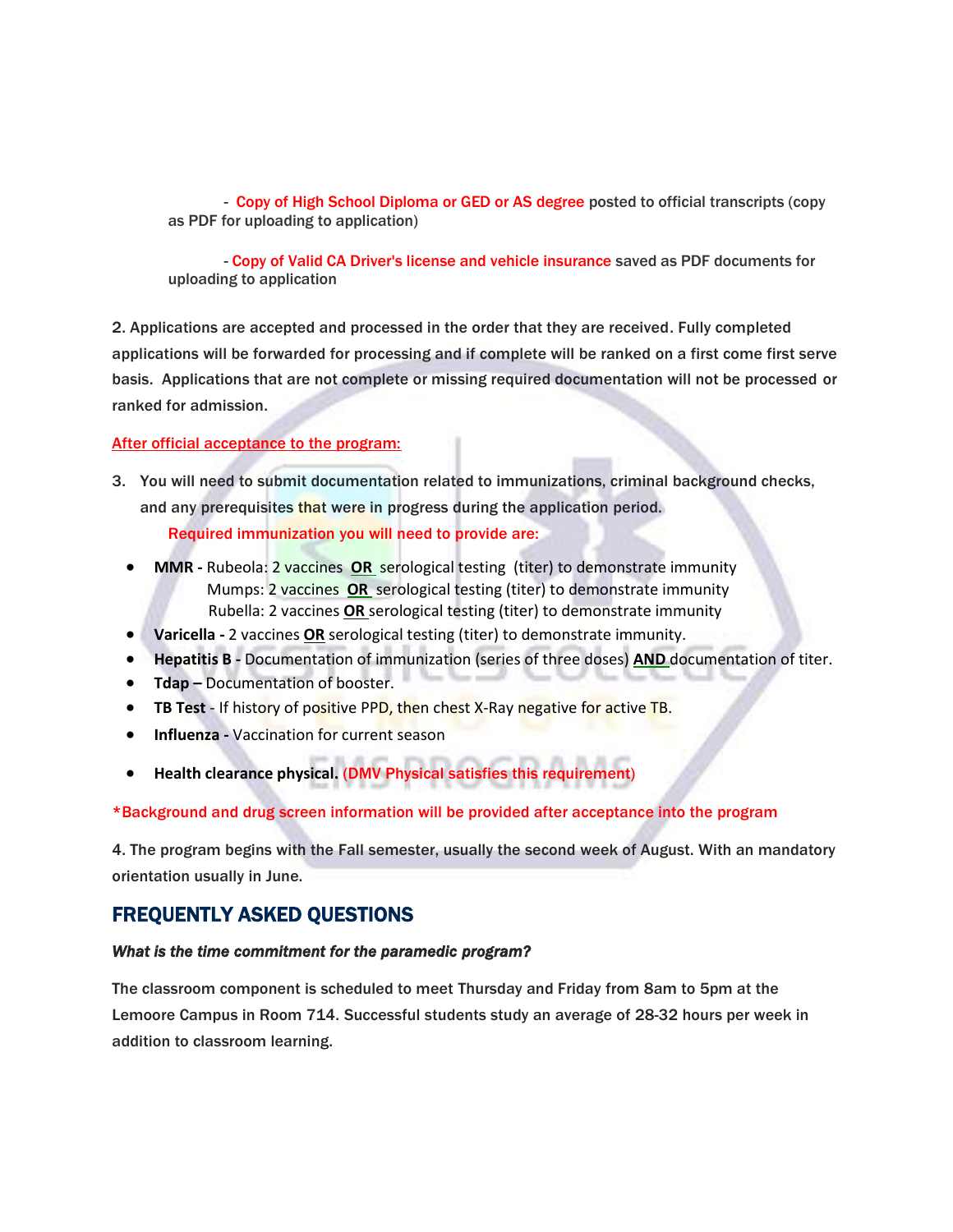- Copy of High School Diploma or GED or AS degree posted to official transcripts (copy as PDF for uploading to application)

- Copy of Valid CA Driver's license and vehicle insurance saved as PDF documents for uploading to application

2. Applications are accepted and processed in the order that they are received. Fully completed applications will be forwarded for processing and if complete will be ranked on a first come first serve basis. Applications that are not complete or missing required documentation will not be processed or ranked for admission.

After official acceptance to the program:

3. You will need to submit documentation related to immunizations, criminal background checks, and any prerequisites that were in progress during the application period.

   Required immunization you will need to provide are:

- **MMR -** Rubeola: 2 vaccines **OR** serological testing (titer) to demonstrate immunity
  Mumps: 2 vaccines **OR** serological testing (titer) to demonstrate immunity
  Rubella: 2 vaccines **OR** serological testing (titer) to demonstrate immunity
- **Varicella -** 2 vaccines **OR** serological testing (titer) to demonstrate immunity.
- **Hepatitis B -** Documentation of immunization (series of three doses) **AND** documentation of titer.
- **Tdap –** Documentation of booster.
- **TB Test** - If history of positive PPD, then chest X-Ray negative for active TB.
- **Influenza -** Vaccination for current season
- **Health clearance physical.** (DMV Physical satisfies this requirement)

*Background and drug screen information will be provided after acceptance into the program

4. The program begins with the Fall semester, usually the second week of August. With an mandatory orientation usually in June.

## FREQUENTLY ASKED QUESTIONS

***What is the time commitment for the paramedic program?***

The classroom component is scheduled to meet Thursday and Friday from 8am to 5pm at the Lemoore Campus in Room 714. Successful students study an average of 28-32 hours per week in addition to classroom learning.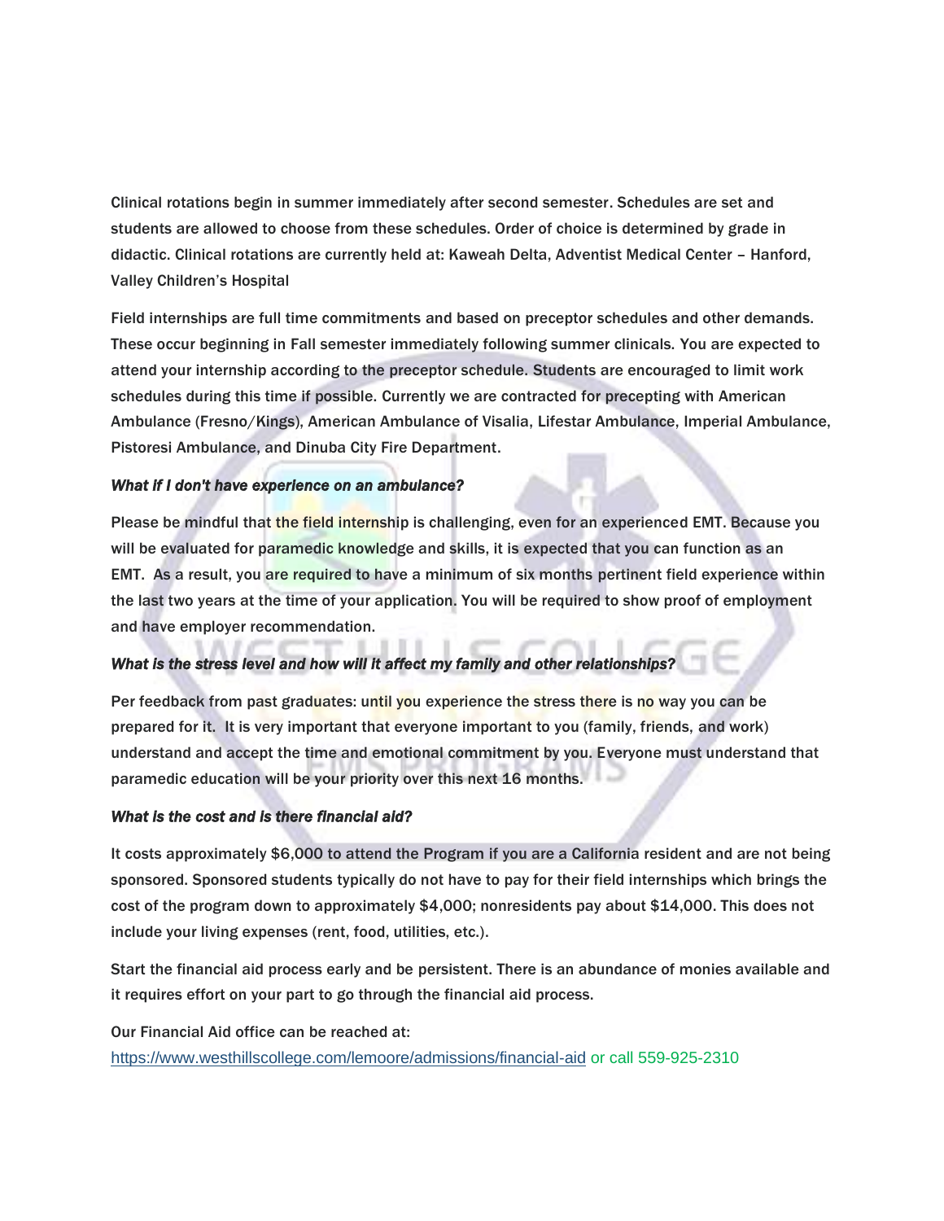Clinical rotations begin in summer immediately after second semester. Schedules are set and students are allowed to choose from these schedules. Order of choice is determined by grade in didactic. Clinical rotations are currently held at: Kaweah Delta, Adventist Medical Center – Hanford, Valley Children's Hospital

Field internships are full time commitments and based on preceptor schedules and other demands. These occur beginning in Fall semester immediately following summer clinicals. You are expected to attend your internship according to the preceptor schedule. Students are encouraged to limit work schedules during this time if possible. Currently we are contracted for precepting with American Ambulance (Fresno/Kings), American Ambulance of Visalia, Lifestar Ambulance, Imperial Ambulance, Pistoresi Ambulance, and Dinuba City Fire Department.

***What if I don't have experience on an ambulance?***

Please be mindful that the field internship is challenging, even for an experienced EMT. Because you will be evaluated for paramedic knowledge and skills, it is expected that you can function as an EMT. As a result, you are required to have a minimum of six months pertinent field experience within the last two years at the time of your application. You will be required to show proof of employment and have employer recommendation.

***What is the stress level and how will it affect my family and other relationships?***

Per feedback from past graduates: until you experience the stress there is no way you can be prepared for it. It is very important that everyone important to you (family, friends, and work) understand and accept the time and emotional commitment by you. Everyone must understand that paramedic education will be your priority over this next 16 months.

***What is the cost and is there financial aid?***

It costs approximately $6,000 to attend the Program if you are a California resident and are not being sponsored. Sponsored students typically do not have to pay for their field internships which brings the cost of the program down to approximately $4,000; nonresidents pay about $14,000. This does not include your living expenses (rent, food, utilities, etc.).

Start the financial aid process early and be persistent. There is an abundance of monies available and it requires effort on your part to go through the financial aid process.

Our Financial Aid office can be reached at:
https://www.westhillscollege.com/lemoore/admissions/financial-aid or call 559-925-2310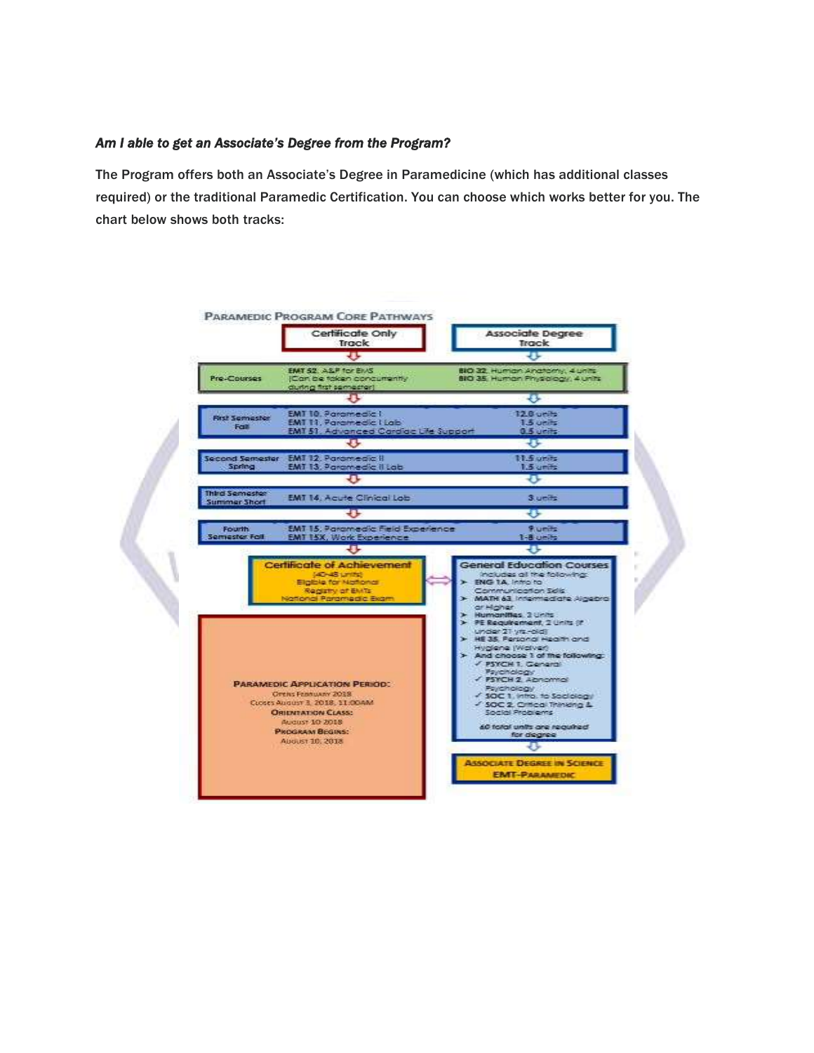***Am I able to get an Associate's Degree from the Program?***

The Program offers both an Associate's Degree in Paramedicine (which has additional classes required) or the traditional Paramedic Certification. You can choose which works better for you. The chart below shows both tracks:

**PARAMEDIC PROGRAM CORE PATHWAYS**

| | Certificate Only Track | Associate Degree Track |
|---|---|---|
| Pre-Courses | EMT 52, A&P for EMS (Can be taken concurrently during first semester) | BIO 32, Human Anatomy, 4 units; BIO 35, Human Physiology, 4 units |
| First Semester Fall | EMT 10, Paramedic I; EMT 11, Paramedic I Lab; EMT 51, Advanced Cardiac Life Support | 12.0 units; 1.5 units; 0.5 units |
| Second Semester Spring | EMT 12, Paramedic II; EMT 13, Paramedic II Lab | 11.5 units; 1.5 units |
| Third Semester Summer Short | EMT 14, Acute Clinical Lab | 3 units |
| Fourth Semester Fall | EMT 15, Paramedic Field Experience; EMT 15X, Work Experience | 9 units; 1-8 units |

**Certificate of Achievement**
(40-48 units)
Eligible for National Registry of EMTs National Paramedic Exam

**General Education Courses**
Includes all the following:
- **ENG 1A**, Intro to Communication Skills
- **MATH 63**, Intermediate Algebra or Higher
- **Humanities**, 3 Units
- **PE Requirement**, 2 Units (if under 21 yrs-old)
- **HE 35**, Personal Health and Hygiene (Waiver)
- **And choose 1 of the following:**
  - ✓ **PSYCH 1**, General Psychology
  - ✓ **PSYCH 2**, Abnormal Psychology
  - ✓ **SOC 1**, Intro. to Sociology
  - ✓ **SOC 2**, Critical Thinking & Social Problems

*60 total units are required for degree*

**ASSOCIATE DEGREE IN SCIENCE EMT-PARAMEDIC**

**PARAMEDIC APPLICATION PERIOD:**
Opens February 2018
Closes August 3, 2018, 11:00AM
**ORIENTATION CLASS:**
August 10 2018
**PROGRAM BEGINS:**
August 10, 2018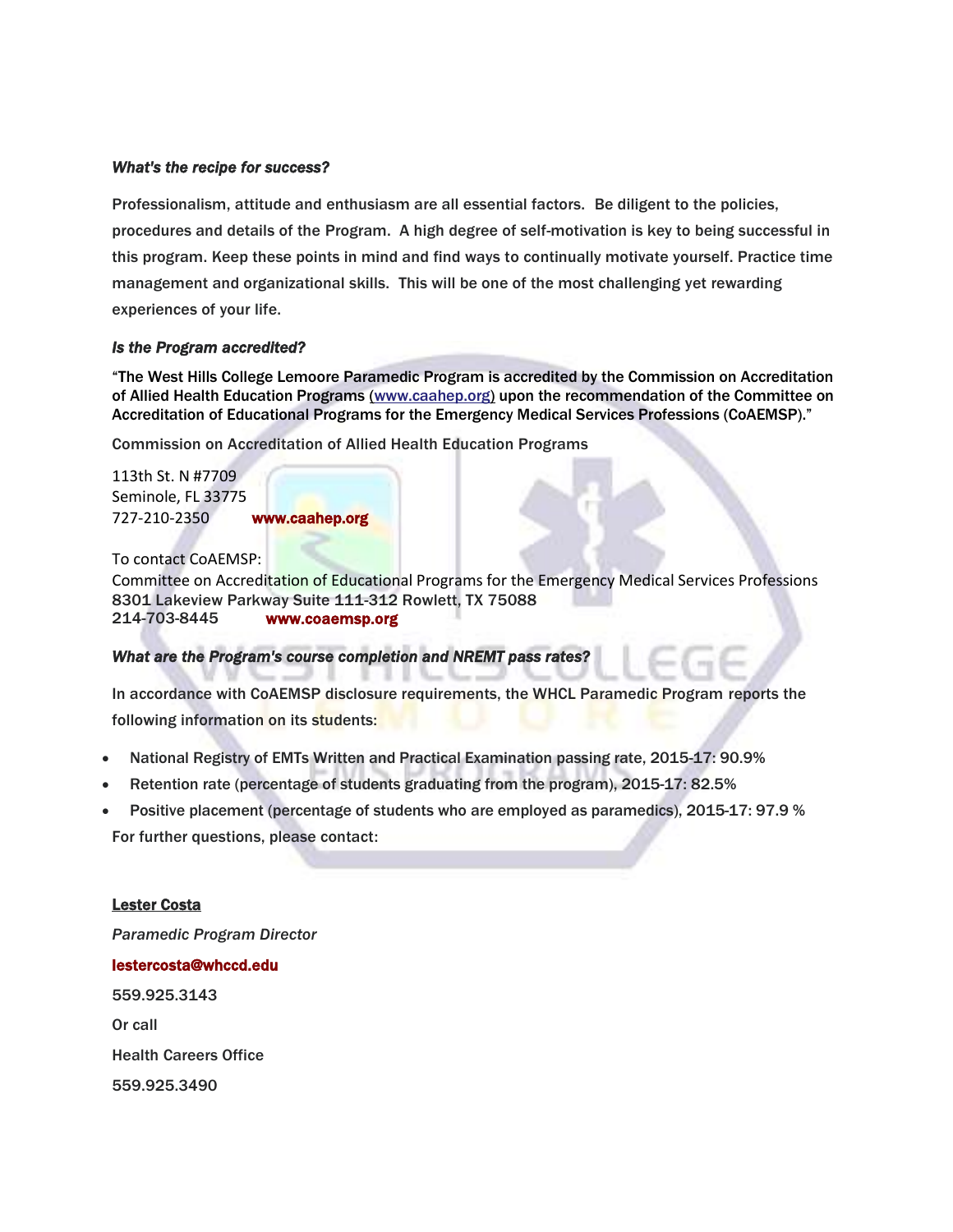***What's the recipe for success?***

Professionalism, attitude and enthusiasm are all essential factors. Be diligent to the policies, procedures and details of the Program. A high degree of self-motivation is key to being successful in this program. Keep these points in mind and find ways to continually motivate yourself. Practice time management and organizational skills. This will be one of the most challenging yet rewarding experiences of your life.

***Is the Program accredited?***

"The West Hills College Lemoore Paramedic Program is accredited by the Commission on Accreditation of Allied Health Education Programs (www.caahep.org) upon the recommendation of the Committee on Accreditation of Educational Programs for the Emergency Medical Services Professions (CoAEMSP)."

Commission on Accreditation of Allied Health Education Programs

113th St. N #7709
Seminole, FL 33775
727-210-2350 www.caahep.org

To contact CoAEMSP:
Committee on Accreditation of Educational Programs for the Emergency Medical Services Professions
8301 Lakeview Parkway Suite 111-312 Rowlett, TX 75088
214-703-8445 www.coaemsp.org

***What are the Program's course completion and NREMT pass rates?***

In accordance with CoAEMSP disclosure requirements, the WHCL Paramedic Program reports the following information on its students:

- National Registry of EMTs Written and Practical Examination passing rate, 2015-17: 90.9%
- Retention rate (percentage of students graduating from the program), 2015-17: 82.5%
- Positive placement (percentage of students who are employed as paramedics), 2015-17: 97.9 %

For further questions, please contact:

**Lester Costa**

*Paramedic Program Director*

lestercosta@whccd.edu

559.925.3143

Or call

Health Careers Office

559.925.3490